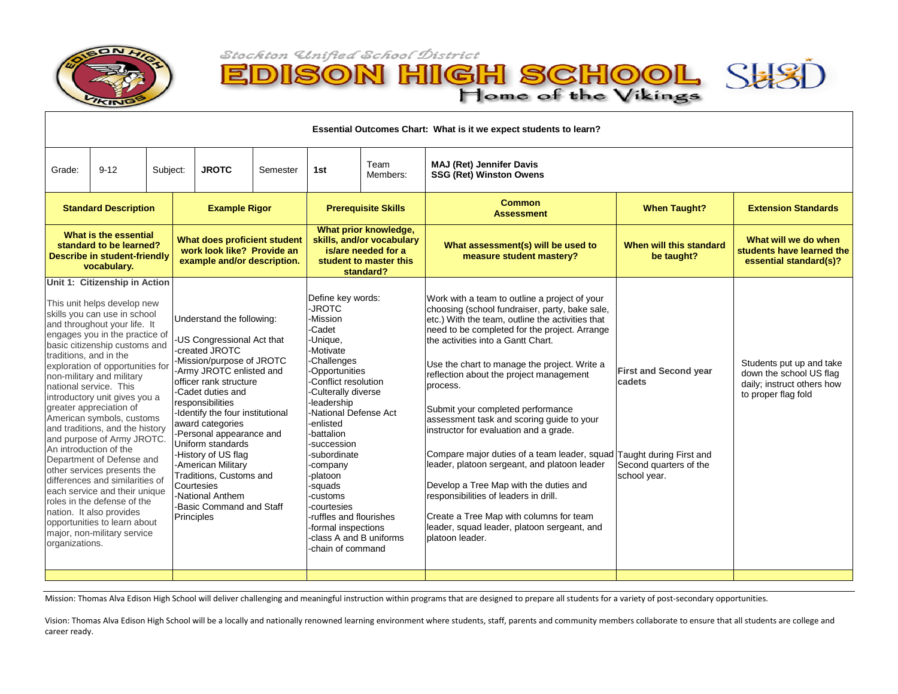Stockton Unified School District

# EDISON HIGH SCHOOL

Home of the Vikings

**Essential Outcomes Chart: What is it we expect students to learn?**

| Grade: | 9-12 | Subject: | **JROTC** | Semester | **1st** | Team Members: | **MAJ (Ret) Jennifer Davis**<br>**SSG (Ret) Winston Owens** |
|---|---|---|---|---|---|---|---|

| **Standard Description** | **Example Rigor** | **Prerequisite Skills** | **Common Assessment** | **When Taught?** | **Extension Standards** |
|---|---|---|---|---|---|
| **What is the essential standard to be learned? Describe in student-friendly vocabulary.** | **What does proficient student work look like? Provide an example and/or description.** | **What prior knowledge, skills, and/or vocabulary is/are needed for a student to master this standard?** | **What assessment(s) will be used to measure student mastery?** | **When will this standard be taught?** | **What will we do when students have learned the essential standard(s)?** |
| **Unit 1: Citizenship in Action**<br><br>This unit helps develop new skills you can use in school and throughout your life. It engages you in the practice of basic citizenship customs and traditions, and in the exploration of opportunities for non-military and military national service. This introductory unit gives you a greater appreciation of American symbols, customs and traditions, and the history and purpose of Army JROTC. An introduction of the Department of Defense and other services presents the differences and similarities of each service and their unique roles in the defense of the nation. It also provides opportunities to learn about major, non-military service organizations. | Understand the following:<br><br>-US Congressional Act that created JROTC<br>-Mission/purpose of JROTC<br>-Army JROTC enlisted and officer rank structure<br>-Cadet duties and responsibilities<br>-Identify the four institutional award categories<br>-Personal appearance and Uniform standards<br>-History of US flag<br>-American Military Traditions, Customs and Courtesies<br>-National Anthem<br>-Basic Command and Staff Principles | Define key words:<br>-JROTC<br>-Mission<br>-Cadet<br>-Unique,<br>-Motivate<br>-Challenges<br>-Opportunities<br>-Conflict resolution<br>-Culterally diverse<br>-leadership<br>-National Defense Act<br>-enlisted<br>-battalion<br>-succession<br>-subordinate<br>-company<br>-platoon<br>-squads<br>-customs<br>-courtesies<br>-ruffles and flourishes<br>-formal inspections<br>-class A and B uniforms<br>-chain of command | Work with a team to outline a project of your choosing (school fundraiser, party, bake sale, etc.) With the team, outline the activities that need to be completed for the project. Arrange the activities into a Gantt Chart.<br><br>Use the chart to manage the project. Write a reflection about the project management process.<br><br>Submit your completed performance assessment task and scoring guide to your instructor for evaluation and a grade.<br><br>Compare major duties of a team leader, squad leader, platoon sergeant, and platoon leader<br><br>Develop a Tree Map with the duties and responsibilities of leaders in drill.<br><br>Create a Tree Map with columns for team leader, squad leader, platoon sergeant, and platoon leader. | **First and Second year cadets**<br><br>Taught during First and Second quarters of the school year. | Students put up and take down the school US flag daily; instruct others how to proper flag fold |
| | | | | | |

Mission: Thomas Alva Edison High School will deliver challenging and meaningful instruction within programs that are designed to prepare all students for a variety of post-secondary opportunities.

Vision: Thomas Alva Edison High School will be a locally and nationally renowned learning environment where students, staff, parents and community members collaborate to ensure that all students are college and career ready.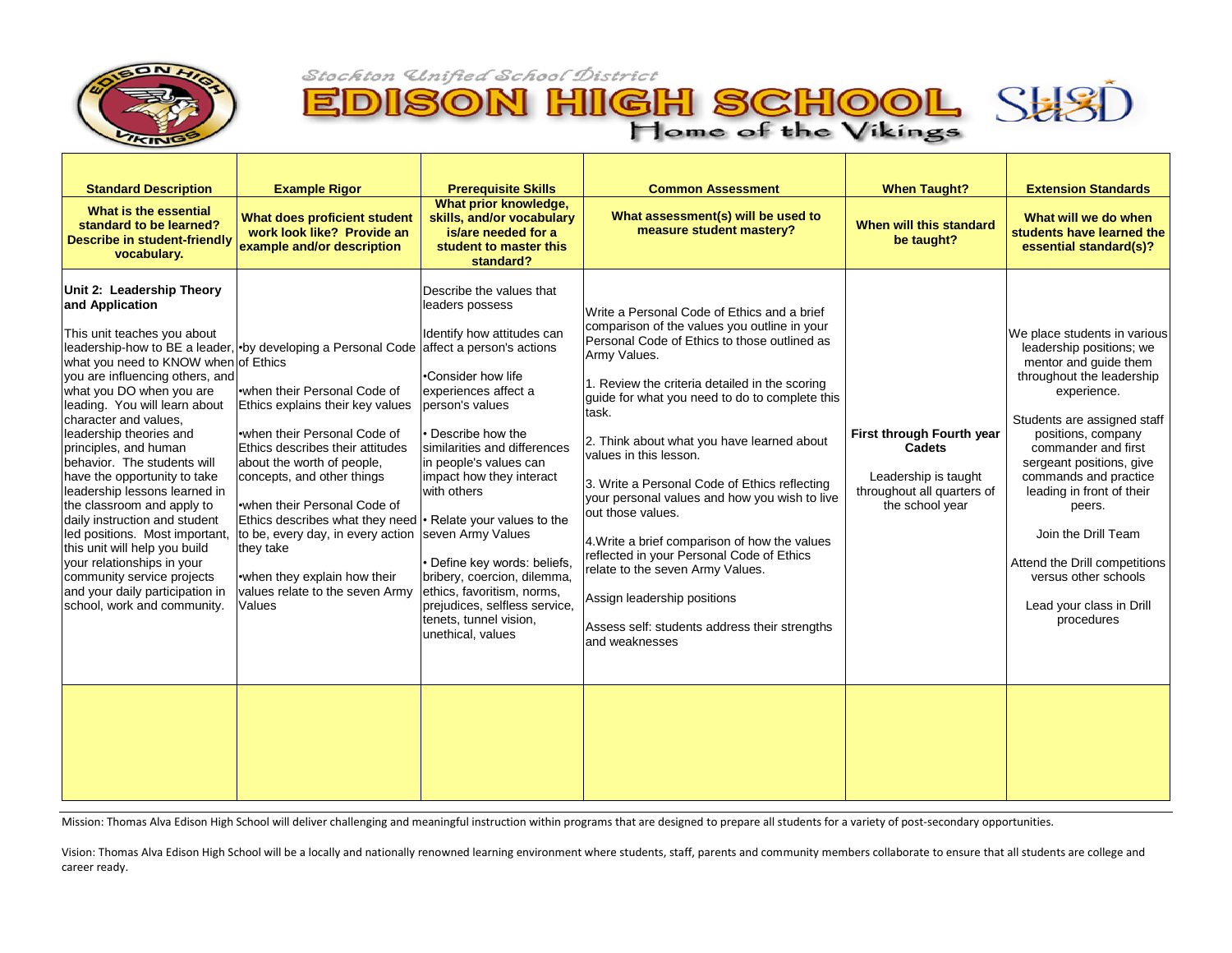Stockton Unified School District

# EDISON HIGH SCHOOL

Home of the Vikings

| Standard Description | Example Rigor | Prerequisite Skills | Common Assessment | When Taught? | Extension Standards |
|---|---|---|---|---|---|
| **What is the essential standard to be learned? Describe in student-friendly vocabulary.** | **What does proficient student work look like? Provide an example and/or description** | **What prior knowledge, skills, and/or vocabulary is/are needed for a student to master this standard?** | **What assessment(s) will be used to measure student mastery?** | **When will this standard be taught?** | **What will we do when students have learned the essential standard(s)?** |
| **Unit 2: Leadership Theory and Application**<br><br>This unit teaches you about leadership-how to BE a leader, what you need to KNOW when you are influencing others, and what you DO when you are leading. You will learn about character and values, leadership theories and principles, and human behavior. The students will have the opportunity to take leadership lessons learned in the classroom and apply to daily instruction and student led positions. Most important, this unit will help you build your relationships in your community service projects and your daily participation in school, work and community. | •by developing a Personal Code of Ethics<br><br>•when their Personal Code of Ethics explains their key values<br><br>•when their Personal Code of Ethics describes their attitudes about the worth of people, concepts, and other things<br><br>•when their Personal Code of Ethics describes what they need to be, every day, in every action they take<br><br>•when they explain how their values relate to the seven Army Values | Describe the values that leaders possess<br><br>Identify how attitudes can affect a person's actions<br><br>•Consider how life experiences affect a person's values<br><br>• Describe how the similarities and differences in people's values can impact how they interact with others<br><br>• Relate your values to the seven Army Values<br><br>• Define key words: beliefs, bribery, coercion, dilemma, ethics, favoritism, norms, prejudices, selfless service, tenets, tunnel vision, unethical, values | Write a Personal Code of Ethics and a brief comparison of the values you outline in your Personal Code of Ethics to those outlined as Army Values.<br><br>1. Review the criteria detailed in the scoring guide for what you need to do to complete this task.<br><br>2. Think about what you have learned about values in this lesson.<br><br>3. Write a Personal Code of Ethics reflecting your personal values and how you wish to live out those values.<br><br>4.Write a brief comparison of how the values reflected in your Personal Code of Ethics relate to the seven Army Values.<br><br>Assign leadership positions<br><br>Assess self: students address their strengths and weaknesses | **First through Fourth year Cadets**<br><br>Leadership is taught throughout all quarters of the school year | We place students in various leadership positions; we mentor and guide them throughout the leadership experience.<br><br>Students are assigned staff positions, company commander and first sergeant positions, give commands and practice leading in front of their peers.<br><br>Join the Drill Team<br><br>Attend the Drill competitions versus other schools<br><br>Lead your class in Drill procedures |
| | | | | | |

Mission: Thomas Alva Edison High School will deliver challenging and meaningful instruction within programs that are designed to prepare all students for a variety of post-secondary opportunities.

Vision: Thomas Alva Edison High School will be a locally and nationally renowned learning environment where students, staff, parents and community members collaborate to ensure that all students are college and career ready.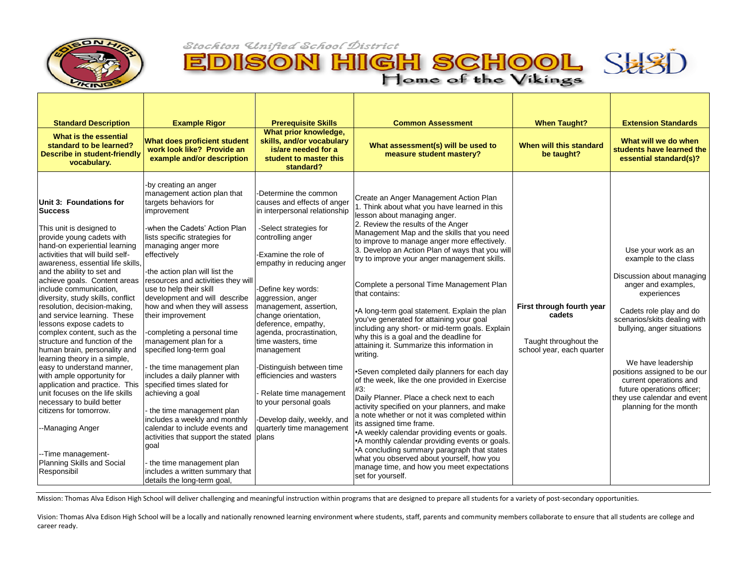Stockton Unified School District

# EDISON HIGH SCHOOL

Home of the Vikings

| Standard Description | Example Rigor | Prerequisite Skills | Common Assessment | When Taught? | Extension Standards |
|---|---|---|---|---|---|
| **What is the essential standard to be learned? Describe in student-friendly vocabulary.** | **What does proficient student work look like? Provide an example and/or description** | **What prior knowledge, skills, and/or vocabulary is/are needed for a student to master this standard?** | **What assessment(s) will be used to measure student mastery?** | **When will this standard be taught?** | **What will we do when students have learned the essential standard(s)?** |
| **Unit 3: Foundations for Success**<br><br>This unit is designed to provide young cadets with hand-on experiential learning activities that will build self-awareness, essential life skills, and the ability to set and achieve goals. Content areas include communication, diversity, study skills, conflict resolution, decision-making, and service learning. These lessons expose cadets to complex content, such as the structure and function of the human brain, personality and learning theory in a simple, easy to understand manner, with ample opportunity for application and practice. This unit focuses on the life skills necessary to build better citizens for tomorrow.<br><br>--Managing Anger<br><br>--Time management-Planning Skills and Social Responsibil | -by creating an anger management action plan that targets behaviors for improvement<br><br>-when the Cadets' Action Plan lists specific strategies for managing anger more effectively<br><br>-the action plan will list the resources and activities they will use to help their skill development and will describe how and when they will assess their improvement<br><br>-completing a personal time management plan for a specified long-term goal<br><br>- the time management plan includes a daily planner with specified times slated for achieving a goal<br><br>- the time management plan includes weekly and monthly calendar to include events and activities that support the stated goal<br><br>- the time management plan includes a written summary that details the long-term goal, | -Determine the common causes and effects of anger in interpersonal relationship<br><br>-Select strategies for controlling anger<br><br>-Examine the role of empathy in reducing anger<br><br>-Define key words: aggression, anger management, assertion, change orientation, deference, empathy, agenda, procrastination, time wasters, time management<br><br>-Distinguish between time efficiencies and wasters<br><br>- Relate time management to your personal goals<br><br>-Develop daily, weekly, and quarterly time management plans | Create an Anger Management Action Plan<br>1. Think about what you have learned in this lesson about managing anger.<br>2. Review the results of the Anger Management Map and the skills that you need to improve to manage anger more effectively.<br>3. Develop an Action Plan of ways that you will try to improve your anger management skills.<br><br>Complete a personal Time Management Plan that contains:<br><br>•A long-term goal statement. Explain the plan you've generated for attaining your goal including any short- or mid-term goals. Explain why this is a goal and the deadline for attaining it. Summarize this information in writing.<br><br>•Seven completed daily planners for each day of the week, like the one provided in Exercise #3:<br>Daily Planner. Place a check next to each activity specified on your planners, and make a note whether or not it was completed within its assigned time frame.<br>•A weekly calendar providing events or goals.<br>•A monthly calendar providing events or goals.<br>•A concluding summary paragraph that states what you observed about yourself, how you manage time, and how you meet expectations set for yourself. | **First through fourth year cadets**<br><br>Taught throughout the school year, each quarter | Use your work as an example to the class<br><br>Discussion about managing anger and examples, experiences<br><br>Cadets role play and do scenarios/skits dealing with bullying, anger situations<br><br>We have leadership positions assigned to be our current operations and future operations officer; they use calendar and event planning for the month |

Mission: Thomas Alva Edison High School will deliver challenging and meaningful instruction within programs that are designed to prepare all students for a variety of post-secondary opportunities.

Vision: Thomas Alva Edison High School will be a locally and nationally renowned learning environment where students, staff, parents and community members collaborate to ensure that all students are college and career ready.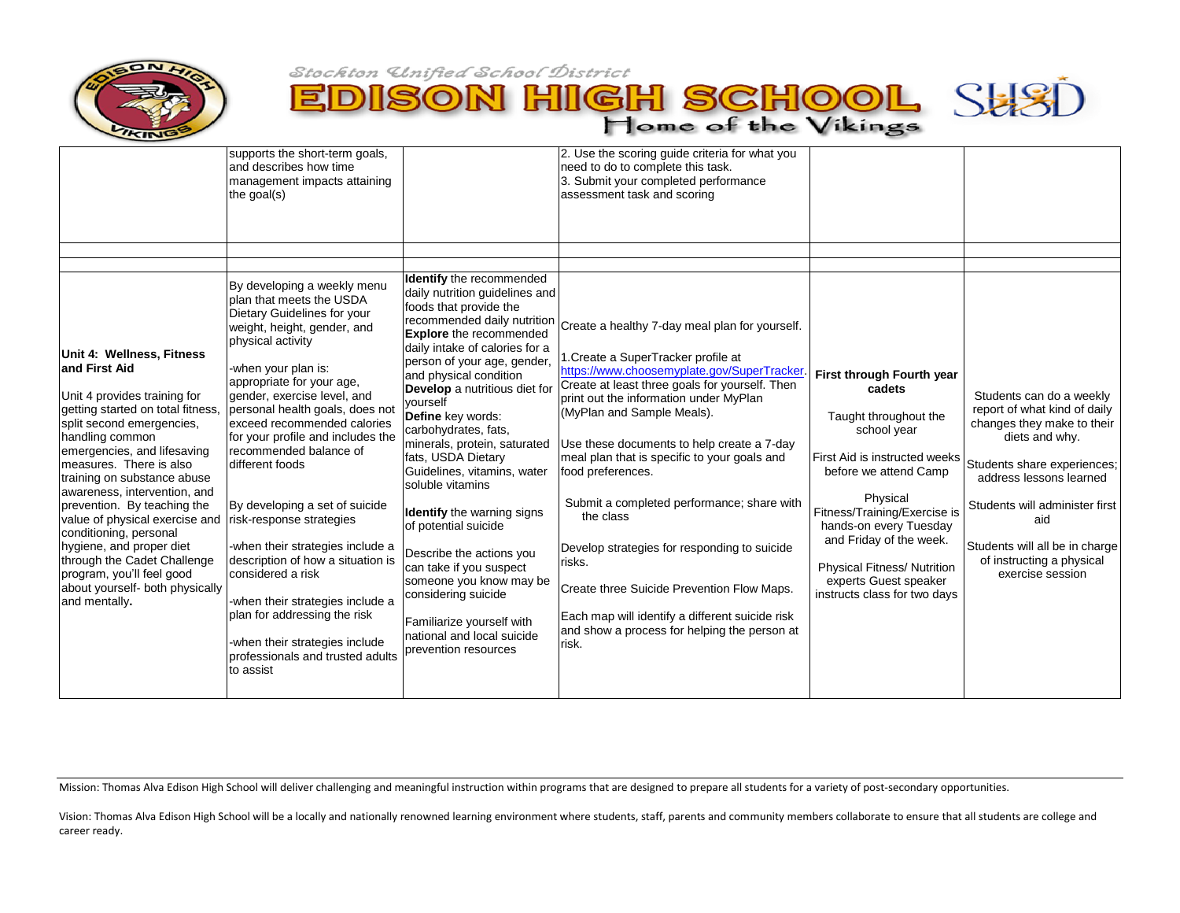| | | | | | |
|---|---|---|---|---|---|
| | supports the short-term goals, and describes how time management impacts attaining the goal(s) | | 2. Use the scoring guide criteria for what you need to do to complete this task.<br>3. Submit your completed performance assessment task and scoring | | |
| | | | | | |
| | | | | | |
| **Unit 4: Wellness, Fitness and First Aid**<br><br>Unit 4 provides training for getting started on total fitness, split second emergencies, handling common emergencies, and lifesaving measures. There is also training on substance abuse awareness, intervention, and prevention. By teaching the value of physical exercise and conditioning, personal hygiene, and proper diet through the Cadet Challenge program, you'll feel good about yourself- both physically and mentally**.** | By developing a weekly menu plan that meets the USDA Dietary Guidelines for your weight, height, gender, and physical activity<br><br>-when your plan is: appropriate for your age, gender, exercise level, and personal health goals, does not exceed recommended calories for your profile and includes the recommended balance of different foods<br><br>By developing a set of suicide risk-response strategies<br><br>-when their strategies include a description of how a situation is considered a risk<br><br>-when their strategies include a plan for addressing the risk<br><br>-when their strategies include professionals and trusted adults to assist | **Identify** the recommended daily nutrition guidelines and foods that provide the recommended daily nutrition **Explore** the recommended daily intake of calories for a person of your age, gender, and physical condition **Develop** a nutritious diet for yourself **Define** key words: carbohydrates, fats, minerals, protein, saturated fats, USDA Dietary Guidelines, vitamins, water soluble vitamins<br><br>**Identify** the warning signs of potential suicide<br><br>Describe the actions you can take if you suspect someone you know may be considering suicide<br><br>Familiarize yourself with national and local suicide prevention resources | Create a healthy 7-day meal plan for yourself.<br><br>1.Create a SuperTracker profile at https://www.choosemyplate.gov/SuperTracker. Create at least three goals for yourself. Then print out the information under MyPlan (MyPlan and Sample Meals).<br><br>Use these documents to help create a 7-day meal plan that is specific to your goals and food preferences.<br><br>Submit a completed performance; share with the class<br><br>Develop strategies for responding to suicide risks.<br><br>Create three Suicide Prevention Flow Maps.<br><br>Each map will identify a different suicide risk and show a process for helping the person at risk. | **First through Fourth year cadets**<br><br>Taught throughout the school year<br><br>First Aid is instructed weeks before we attend Camp<br><br>Physical Fitness/Training/Exercise is hands-on every Tuesday and Friday of the week.<br><br>Physical Fitness/ Nutrition experts Guest speaker instructs class for two days | Students can do a weekly report of what kind of daily changes they make to their diets and why.<br><br>Students share experiences; address lessons learned<br><br>Students will administer first aid<br><br>Students will all be in charge of instructing a physical exercise session |

Mission: Thomas Alva Edison High School will deliver challenging and meaningful instruction within programs that are designed to prepare all students for a variety of post-secondary opportunities.

Vision: Thomas Alva Edison High School will be a locally and nationally renowned learning environment where students, staff, parents and community members collaborate to ensure that all students are college and career ready.